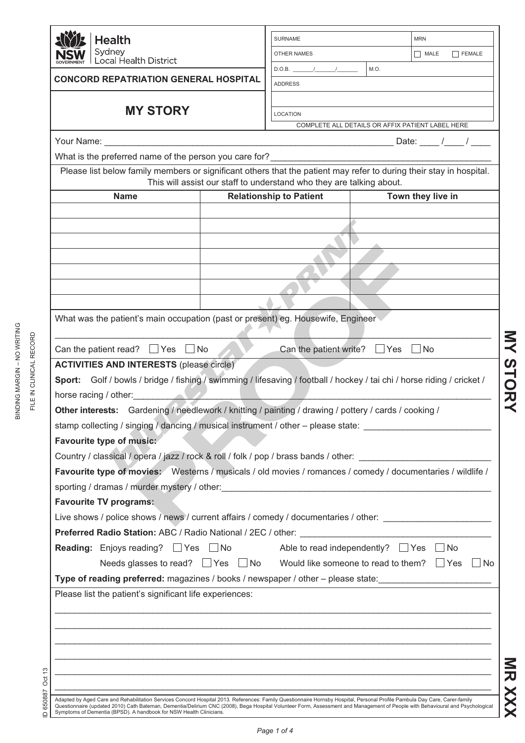NSW GOVERNMENT | Health | Sydney Local Health District

**CONCORD REPATRIATION GENERAL HOSPITAL**

# MY STORY

| | |
|---|---|
| SURNAME | MRN |
| OTHER NAMES | ☐ MALE ☐ FEMALE |
| D.O.B. _______/_______/_______ | M.O. |
| ADDRESS | |
| | |
| LOCATION | |

COMPLETE ALL DETAILS OR AFFIX PATIENT LABEL HERE

Your Name: ______________________________________________ Date: ____ /____ / ____

What is the preferred name of the person you care for?______________________________

Please list below family members or significant others that the patient may refer to during their stay in hospital. This will assist our staff to understand who they are talking about.

| Name | Relationship to Patient | Town they live in |
|---|---|---|
| | | |
| | | |
| | | |
| | | |
| | | |
| | | |
| | | |

What was the patient's main occupation (past or present) eg. Housewife, Engineer

______________________________________________________________________

Can the patient read? ☐ Yes ☐ No Can the patient write? ☐ Yes ☐ No

**ACTIVITIES AND INTERESTS** (please circle)

**Sport:** Golf / bowls / bridge / fishing / swimming / lifesaving / football / hockey / tai chi / horse riding / cricket / horse racing / other:______________________________

**Other interests:** Gardening / needlework / knitting / painting / drawing / pottery / cards / cooking / stamp collecting / singing / dancing / musical instrument / other – please state: ______________________

**Favourite type of music:**

Country / classical / opera / jazz / rock & roll / folk / pop / brass bands / other: ______________________

**Favourite type of movies:** Westerns / musicals / old movies / romances / comedy / documentaries / wildlife / sporting / dramas / murder mystery / other:______________________________

**Favourite TV programs:**

Live shows / police shows / news / current affairs / comedy / documentaries / other: ____________________

**Preferred Radio Station:** ABC / Radio National / 2EC / other: ______________________________

**Reading:** Enjoys reading? ☐ Yes ☐ No Able to read independently? ☐ Yes ☐ No

Needs glasses to read? ☐ Yes ☐ No Would like someone to read to them? ☐ Yes ☐ No

**Type of reading preferred:** magazines / books / newspaper / other – please state:______________________

Please list the patient's significant life experiences:

______________________________________________________________________

______________________________________________________________________

______________________________________________________________________

______________________________________________________________________

______________________________________________________________________

______________________________________________________________________

Adapted by Aged Care and Rehabilitation Services Concord Hospital 2013. References: Family Questionnaire Hornsby Hospital, Personal Profile Pambula Day Care, Carer-family Questionnaire (updated 2010) Cath Bateman, Dementia/Delirium CNC (2008), Bega Hospital Volunteer Form, Assessment and Management of People with Behavioural and Psychological Symptoms of Dementia (BPSD). A handbook for NSW Health Clinicians.

BINDING MARGIN – NO WRITING

FILE IN CLINICAL RECORD

ID 650887 Oct 13

MY STORY

MR XXX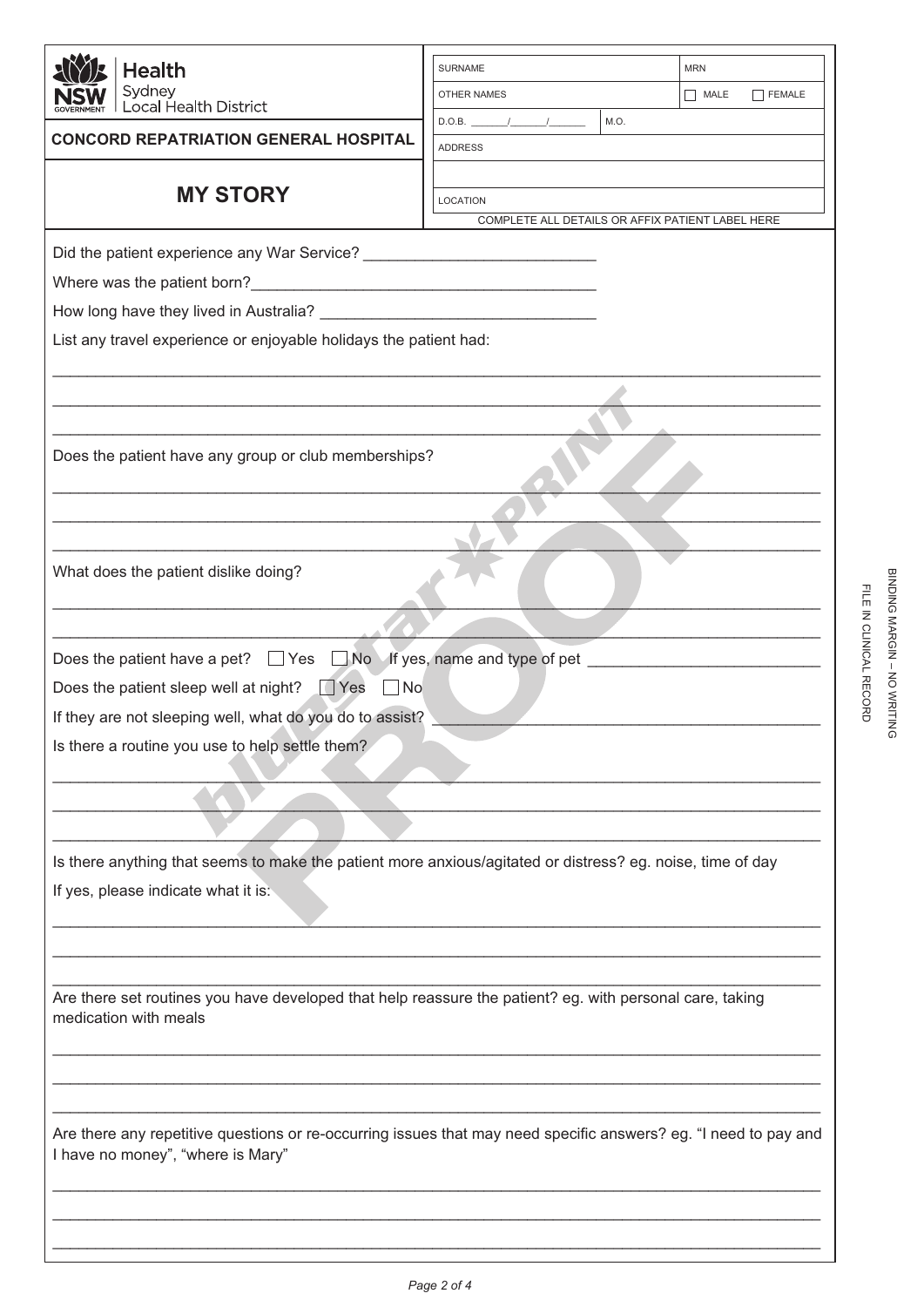**Health**
Sydney
Local Health District

**CONCORD REPATRIATION GENERAL HOSPITAL**

# MY STORY

| | |
|---|---|
| SURNAME | MRN |
| OTHER NAMES | ☐ MALE ☐ FEMALE |
| D.O.B. \_\_\_\_\_\_/\_\_\_\_\_\_/\_\_\_\_\_\_ | M.O. |
| ADDRESS | |
| | |
| LOCATION | |

COMPLETE ALL DETAILS OR AFFIX PATIENT LABEL HERE

Did the patient experience any War Service? ___________________________

Where was the patient born? ________________________________________

How long have they lived in Australia? ________________________________

List any travel experience or enjoyable holidays the patient had:

_______________________________________________________________________

_______________________________________________________________________

_______________________________________________________________________

Does the patient have any group or club memberships?

_______________________________________________________________________

_______________________________________________________________________

_______________________________________________________________________

What does the patient dislike doing?

_______________________________________________________________________

_______________________________________________________________________

Does the patient have a pet? ☐ Yes ☐ No If yes, name and type of pet ___________________________

Does the patient sleep well at night? ☐ Yes ☐ No

If they are not sleeping well, what do you do to assist? _____________________________________________

Is there a routine you use to help settle them?

_______________________________________________________________________

_______________________________________________________________________

_______________________________________________________________________

Is there anything that seems to make the patient more anxious/agitated or distress? eg. noise, time of day

If yes, please indicate what it is:

_______________________________________________________________________

_______________________________________________________________________

_______________________________________________________________________

Are there set routines you have developed that help reassure the patient? eg. with personal care, taking medication with meals

_______________________________________________________________________

_______________________________________________________________________

_______________________________________________________________________

Are there any repetitive questions or re-occurring issues that may need specific answers? eg. "I need to pay and I have no money", "where is Mary"

_______________________________________________________________________

_______________________________________________________________________

_______________________________________________________________________

BINDING MARGIN – NO WRITING
FILE IN CLINICAL RECORD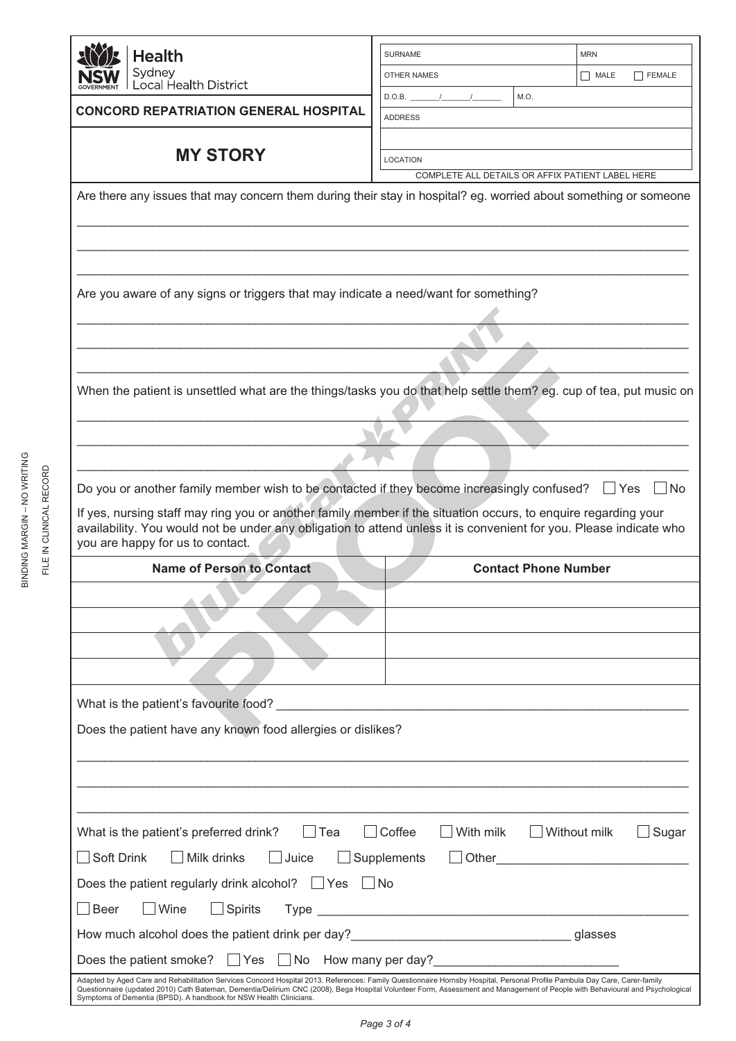NSW GOVERNMENT | Health | Sydney Local Health District

**CONCORD REPATRIATION GENERAL HOSPITAL**

# MY STORY

| | | |
|---|---|---|
| SURNAME | | MRN |
| OTHER NAMES | | ☐ MALE ☐ FEMALE |
| D.O.B. \_\_\_\_/\_\_\_\_/\_\_\_\_ | M.O. | |
| ADDRESS | | |
| | | |
| LOCATION | | |

COMPLETE ALL DETAILS OR AFFIX PATIENT LABEL HERE

BINDING MARGIN – NO WRITING

FILE IN CLINICAL RECORD

Are there any issues that may concern them during their stay in hospital? eg. worried about something or someone

\_\_\_\_\_\_\_\_\_\_\_\_\_\_\_\_\_\_\_\_\_\_\_\_\_\_\_\_\_\_\_\_\_\_\_\_\_\_\_\_\_\_\_\_\_\_\_\_\_\_\_\_\_\_\_\_\_\_\_\_\_\_\_\_\_\_\_\_\_\_\_\_\_\_\_\_

\_\_\_\_\_\_\_\_\_\_\_\_\_\_\_\_\_\_\_\_\_\_\_\_\_\_\_\_\_\_\_\_\_\_\_\_\_\_\_\_\_\_\_\_\_\_\_\_\_\_\_\_\_\_\_\_\_\_\_\_\_\_\_\_\_\_\_\_\_\_\_\_\_\_\_\_

\_\_\_\_\_\_\_\_\_\_\_\_\_\_\_\_\_\_\_\_\_\_\_\_\_\_\_\_\_\_\_\_\_\_\_\_\_\_\_\_\_\_\_\_\_\_\_\_\_\_\_\_\_\_\_\_\_\_\_\_\_\_\_\_\_\_\_\_\_\_\_\_\_\_\_\_

Are you aware of any signs or triggers that may indicate a need/want for something?

\_\_\_\_\_\_\_\_\_\_\_\_\_\_\_\_\_\_\_\_\_\_\_\_\_\_\_\_\_\_\_\_\_\_\_\_\_\_\_\_\_\_\_\_\_\_\_\_\_\_\_\_\_\_\_\_\_\_\_\_\_\_\_\_\_\_\_\_\_\_\_\_\_\_\_\_

\_\_\_\_\_\_\_\_\_\_\_\_\_\_\_\_\_\_\_\_\_\_\_\_\_\_\_\_\_\_\_\_\_\_\_\_\_\_\_\_\_\_\_\_\_\_\_\_\_\_\_\_\_\_\_\_\_\_\_\_\_\_\_\_\_\_\_\_\_\_\_\_\_\_\_\_

\_\_\_\_\_\_\_\_\_\_\_\_\_\_\_\_\_\_\_\_\_\_\_\_\_\_\_\_\_\_\_\_\_\_\_\_\_\_\_\_\_\_\_\_\_\_\_\_\_\_\_\_\_\_\_\_\_\_\_\_\_\_\_\_\_\_\_\_\_\_\_\_\_\_\_\_

When the patient is unsettled what are the things/tasks you do that help settle them? eg. cup of tea, put music on

\_\_\_\_\_\_\_\_\_\_\_\_\_\_\_\_\_\_\_\_\_\_\_\_\_\_\_\_\_\_\_\_\_\_\_\_\_\_\_\_\_\_\_\_\_\_\_\_\_\_\_\_\_\_\_\_\_\_\_\_\_\_\_\_\_\_\_\_\_\_\_\_\_\_\_\_

\_\_\_\_\_\_\_\_\_\_\_\_\_\_\_\_\_\_\_\_\_\_\_\_\_\_\_\_\_\_\_\_\_\_\_\_\_\_\_\_\_\_\_\_\_\_\_\_\_\_\_\_\_\_\_\_\_\_\_\_\_\_\_\_\_\_\_\_\_\_\_\_\_\_\_\_

\_\_\_\_\_\_\_\_\_\_\_\_\_\_\_\_\_\_\_\_\_\_\_\_\_\_\_\_\_\_\_\_\_\_\_\_\_\_\_\_\_\_\_\_\_\_\_\_\_\_\_\_\_\_\_\_\_\_\_\_\_\_\_\_\_\_\_\_\_\_\_\_\_\_\_\_

Do you or another family member wish to be contacted if they become increasingly confused? ☐ Yes ☐ No

If yes, nursing staff may ring you or another family member if the situation occurs, to enquire regarding your availability. You would not be under any obligation to attend unless it is convenient for you. Please indicate who you are happy for us to contact.

| Name of Person to Contact | Contact Phone Number |
|---|---|
| | |
| | |
| | |
| | |

What is the patient's favourite food? \_\_\_\_\_\_\_\_\_\_\_\_\_\_\_\_\_\_\_\_\_\_\_\_\_\_\_\_\_\_\_\_\_\_\_\_\_\_\_\_\_\_\_\_

Does the patient have any known food allergies or dislikes?

\_\_\_\_\_\_\_\_\_\_\_\_\_\_\_\_\_\_\_\_\_\_\_\_\_\_\_\_\_\_\_\_\_\_\_\_\_\_\_\_\_\_\_\_\_\_\_\_\_\_\_\_\_\_\_\_\_\_\_\_\_\_\_\_\_\_\_\_\_\_\_\_\_\_\_\_

\_\_\_\_\_\_\_\_\_\_\_\_\_\_\_\_\_\_\_\_\_\_\_\_\_\_\_\_\_\_\_\_\_\_\_\_\_\_\_\_\_\_\_\_\_\_\_\_\_\_\_\_\_\_\_\_\_\_\_\_\_\_\_\_\_\_\_\_\_\_\_\_\_\_\_\_

\_\_\_\_\_\_\_\_\_\_\_\_\_\_\_\_\_\_\_\_\_\_\_\_\_\_\_\_\_\_\_\_\_\_\_\_\_\_\_\_\_\_\_\_\_\_\_\_\_\_\_\_\_\_\_\_\_\_\_\_\_\_\_\_\_\_\_\_\_\_\_\_\_\_\_\_

What is the patient's preferred drink? ☐ Tea ☐ Coffee ☐ With milk ☐ Without milk ☐ Sugar

☐ Soft Drink ☐ Milk drinks ☐ Juice ☐ Supplements ☐ Other\_\_\_\_\_\_\_\_\_\_\_\_\_\_\_\_\_\_\_\_\_\_\_\_

Does the patient regularly drink alcohol? ☐ Yes ☐ No

☐ Beer ☐ Wine ☐ Spirits Type \_\_\_\_\_\_\_\_\_\_\_\_\_\_\_\_\_\_\_\_\_\_\_\_\_\_\_\_\_\_\_\_\_\_\_\_\_\_\_\_\_\_\_\_

How much alcohol does the patient drink per day?\_\_\_\_\_\_\_\_\_\_\_\_\_\_\_\_\_\_\_\_\_\_\_\_\_\_\_\_ glasses

Does the patient smoke? ☐ Yes ☐ No How many per day?\_\_\_\_\_\_\_\_\_\_\_\_\_\_\_\_\_\_\_\_\_\_\_\_

Adapted by Aged Care and Rehabilitation Services Concord Hospital 2013. References: Family Questionnaire Hornsby Hospital, Personal Profile Pambula Day Care, Carer-family Questionnaire (updated 2010) Cath Bateman, Dementia/Delirium CNC (2008), Bega Hospital Volunteer Form, Assessment and Management of People with Behavioural and Psychological Symptoms of Dementia (BPSD). A handbook for NSW Health Clinicians.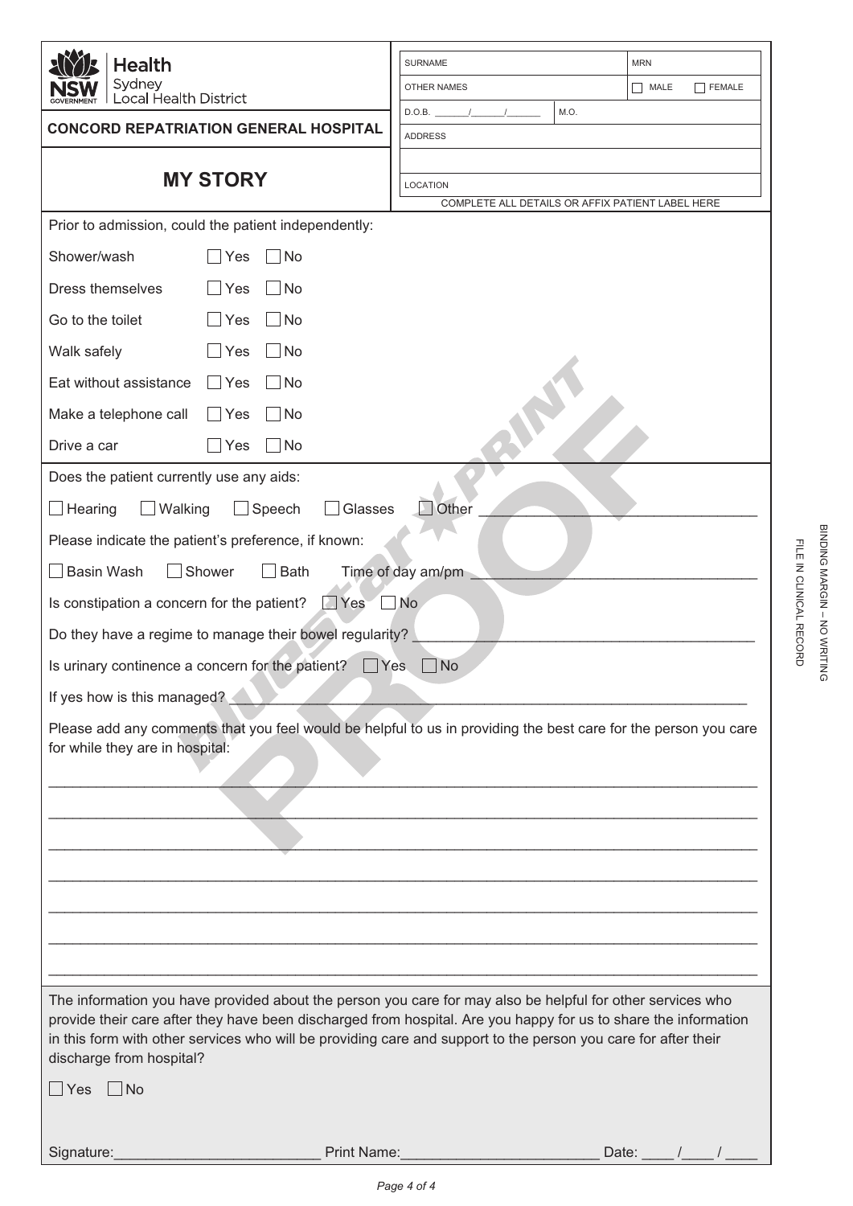**Health**
Sydney
Local Health District

**CONCORD REPATRIATION GENERAL HOSPITAL**

# MY STORY

| | | |
|---|---|---|
| SURNAME | | MRN |
| OTHER NAMES | | ☐ MALE ☐ FEMALE |
| D.O.B. ______/______/______ | M.O. | |
| ADDRESS | | |
| | | |
| LOCATION | | |

COMPLETE ALL DETAILS OR AFFIX PATIENT LABEL HERE

Prior to admission, could the patient independently:

| | | |
|---|---|---|
| Shower/wash | ☐ Yes | ☐ No |
| Dress themselves | ☐ Yes | ☐ No |
| Go to the toilet | ☐ Yes | ☐ No |
| Walk safely | ☐ Yes | ☐ No |
| Eat without assistance | ☐ Yes | ☐ No |
| Make a telephone call | ☐ Yes | ☐ No |
| Drive a car | ☐ Yes | ☐ No |

Does the patient currently use any aids:

☐ Hearing ☐ Walking ☐ Speech ☐ Glasses ☐ Other ___________________________________

Please indicate the patient's preference, if known:

☐ Basin Wash ☐ Shower ☐ Bath Time of day am/pm ___________________________________

Is constipation a concern for the patient? ☐ Yes ☐ No

Do they have a regime to manage their bowel regularity? ___________________________________

Is urinary continence a concern for the patient? ☐ Yes ☐ No

If yes how is this managed? ___________________________________

Please add any comments that you feel would be helpful to us in providing the best care for the person you care for while they are in hospital:

___________________________________________________________________________

___________________________________________________________________________

___________________________________________________________________________

___________________________________________________________________________

___________________________________________________________________________

___________________________________________________________________________

___________________________________________________________________________

The information you have provided about the person you care for may also be helpful for other services who provide their care after they have been discharged from hospital. Are you happy for us to share the information in this form with other services who will be providing care and support to the person you care for after their discharge from hospital?

☐ Yes ☐ No

Signature:_________________________ Print Name:_________________________ Date: ____ /____ / ____

BINDING MARGIN – NO WRITING
FILE IN CLINICAL RECORD